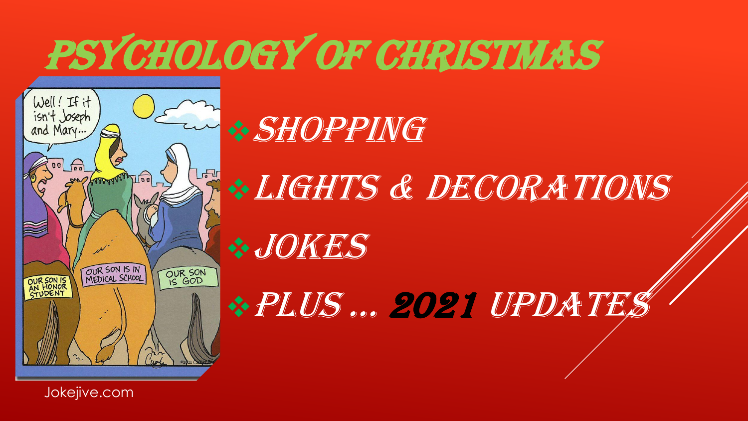# Psychology of Christmas

- Shopping
- Lights & Decorations
- Jokes
- Plus … 2021 Updates

Jokejive.com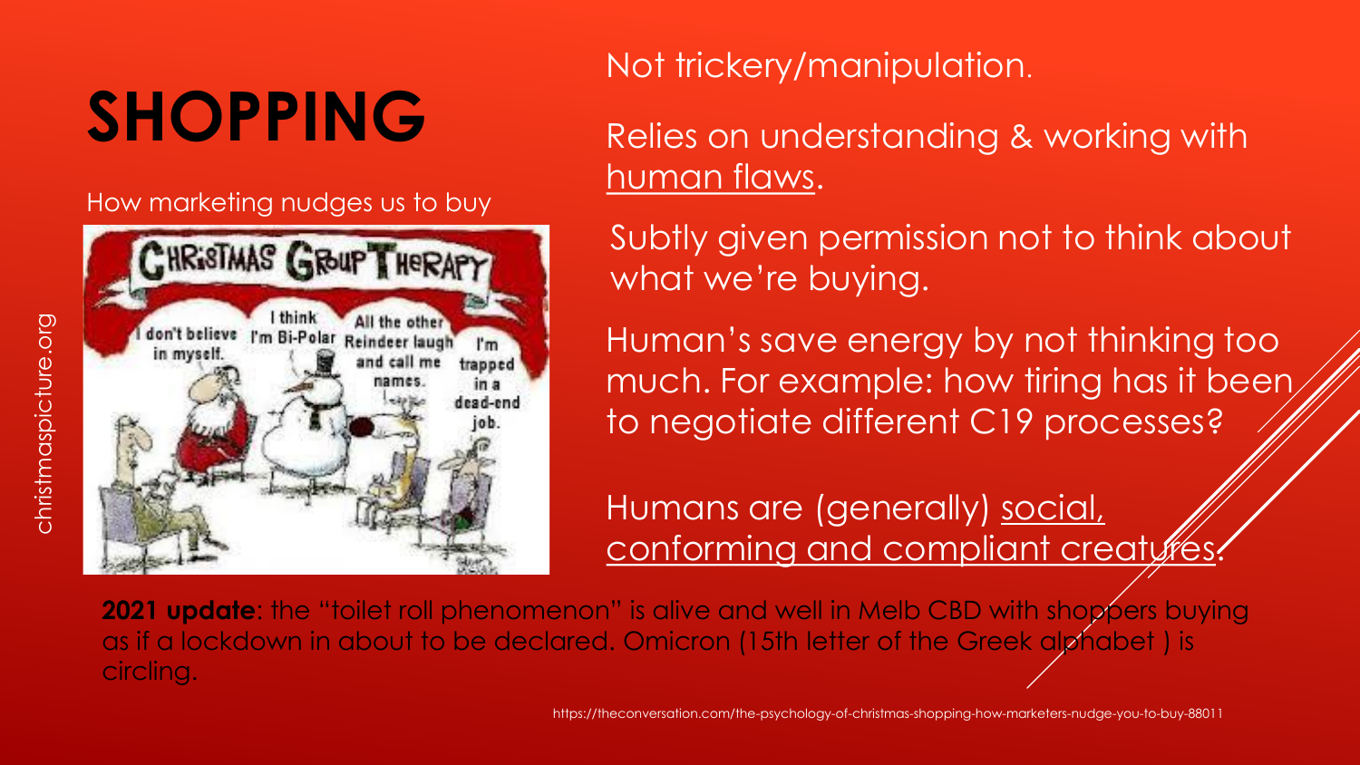# SHOPPING

How marketing nudges us to buy

Not trickery/manipulation.

Relies on understanding & working with human flaws.

Subtly given permission not to think about what we're buying.

Human's save energy by not thinking too much. For example: how tiring has it been to negotiate different C19 processes?

Humans are (generally) social, conforming and compliant creatures.

**2021 update**: the "toilet roll phenomenon" is alive and well in Melb CBD with shoppers buying as if a lockdown in about to be declared. Omicron (15th letter of the Greek alphabet ) is circling.

https://theconversation.com/the-psychology-of-christmas-shopping-how-marketers-nudge-you-to-buy-88011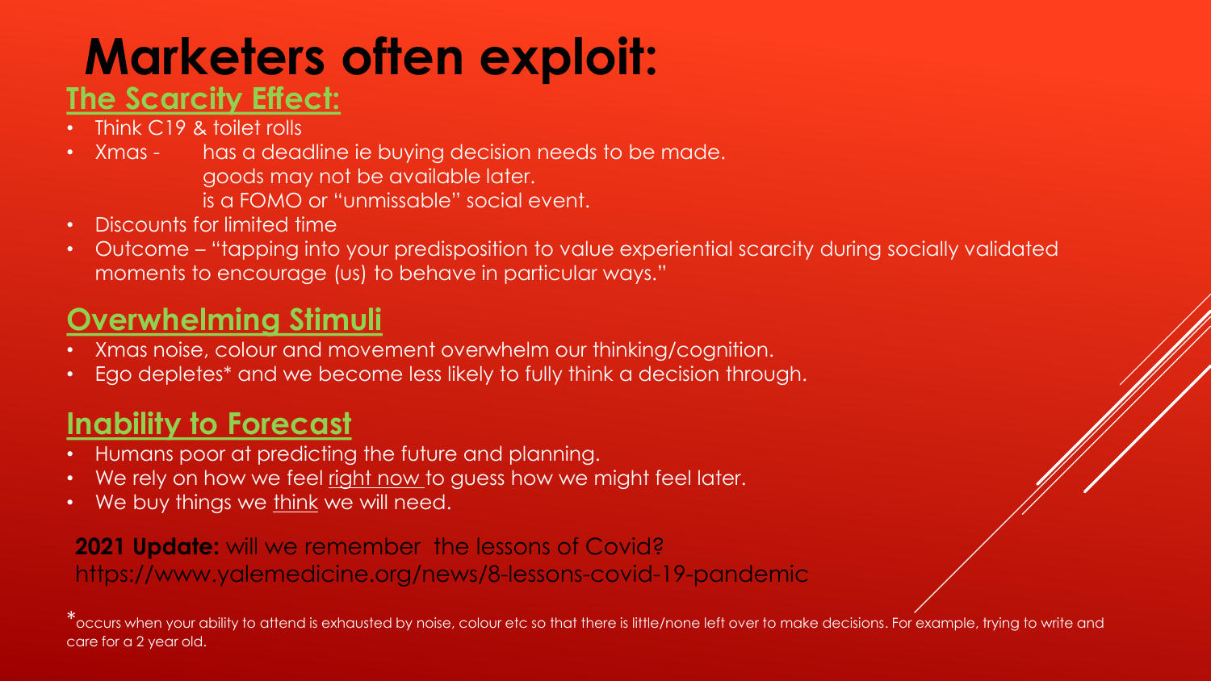# Marketers often exploit:

## The Scarcity Effect:

- Think C19 & toilet rolls
- Xmas - has a deadline ie buying decision needs to be made.
  goods may not be available later.
  is a FOMO or "unmissable" social event.
- Discounts for limited time
- Outcome – "tapping into your predisposition to value experiential scarcity during socially validated moments to encourage (us) to behave in particular ways."

## Overwhelming Stimuli

- Xmas noise, colour and movement overwhelm our thinking/cognition.
- Ego depletes* and we become less likely to fully think a decision through.

## Inability to Forecast

- Humans poor at predicting the future and planning.
- We rely on how we feel <u>right now</u> to guess how we might feel later.
- We buy things we <u>think</u> we will need.

**2021 Update:** will we remember the lessons of Covid?
https://www.yalemedicine.org/news/8-lessons-covid-19-pandemic

*occurs when your ability to attend is exhausted by noise, colour etc so that there is little/none left over to make decisions. For example, trying to write and care for a 2 year old.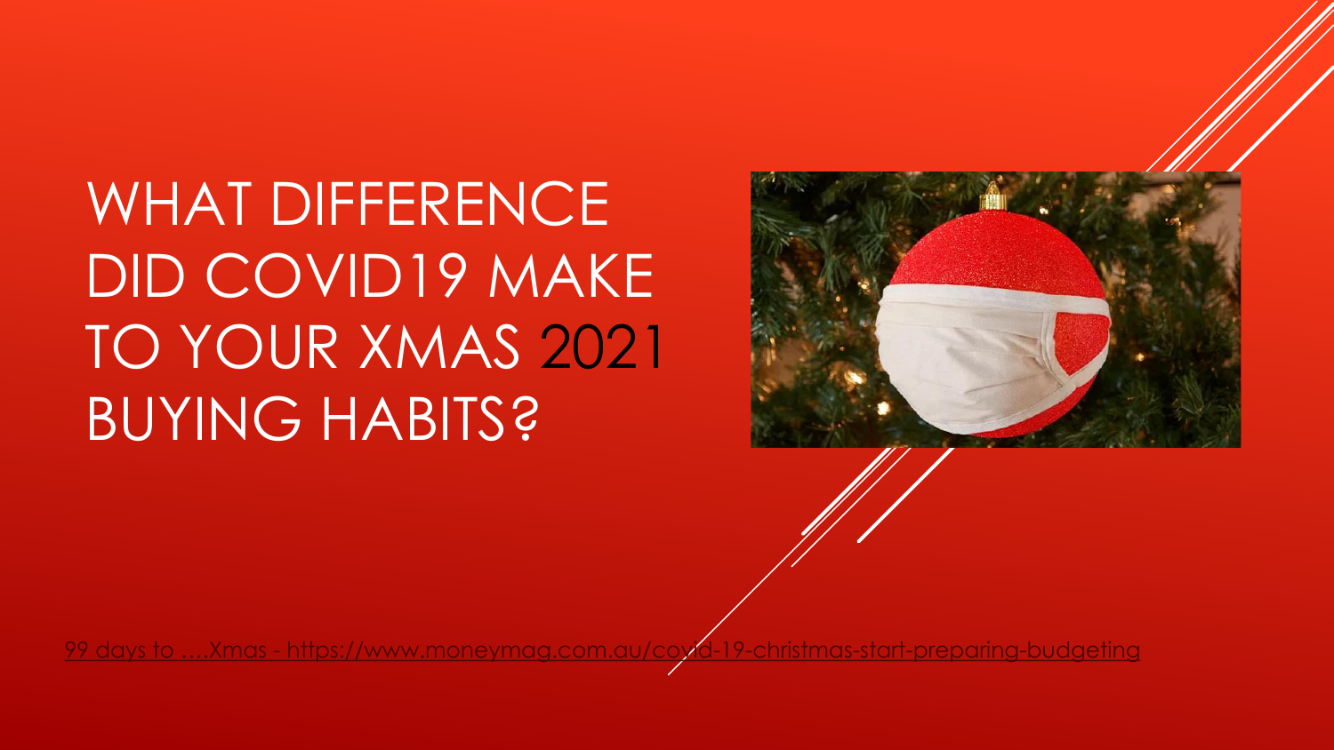# WHAT DIFFERENCE DID COVID19 MAKE TO YOUR XMAS 2021 BUYING HABITS?

[99 days to ….Xmas - https://www.moneymag.com.au/covid-19-christmas-start-preparing-budgeting](https://www.moneymag.com.au/covid-19-christmas-start-preparing-budgeting)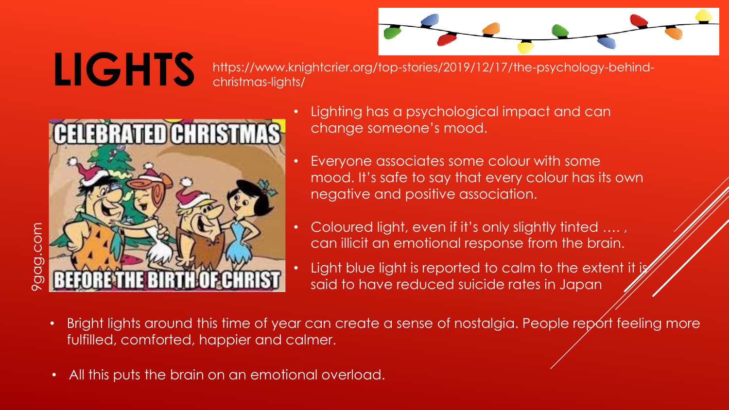# LIGHTS

https://www.knightcrier.org/top-stories/2019/12/17/the-psychology-behind-christmas-lights/

9gag.com

- Lighting has a psychological impact and can change someone's mood.
- Everyone associates some colour with some mood. It's safe to say that every colour has its own negative and positive association.
- Coloured light, even if it's only slightly tinted …. , can illicit an emotional response from the brain.
- Light blue light is reported to calm to the extent it is said to have reduced suicide rates in Japan
- Bright lights around this time of year can create a sense of nostalgia. People report feeling more fulfilled, comforted, happier and calmer.
- All this puts the brain on an emotional overload.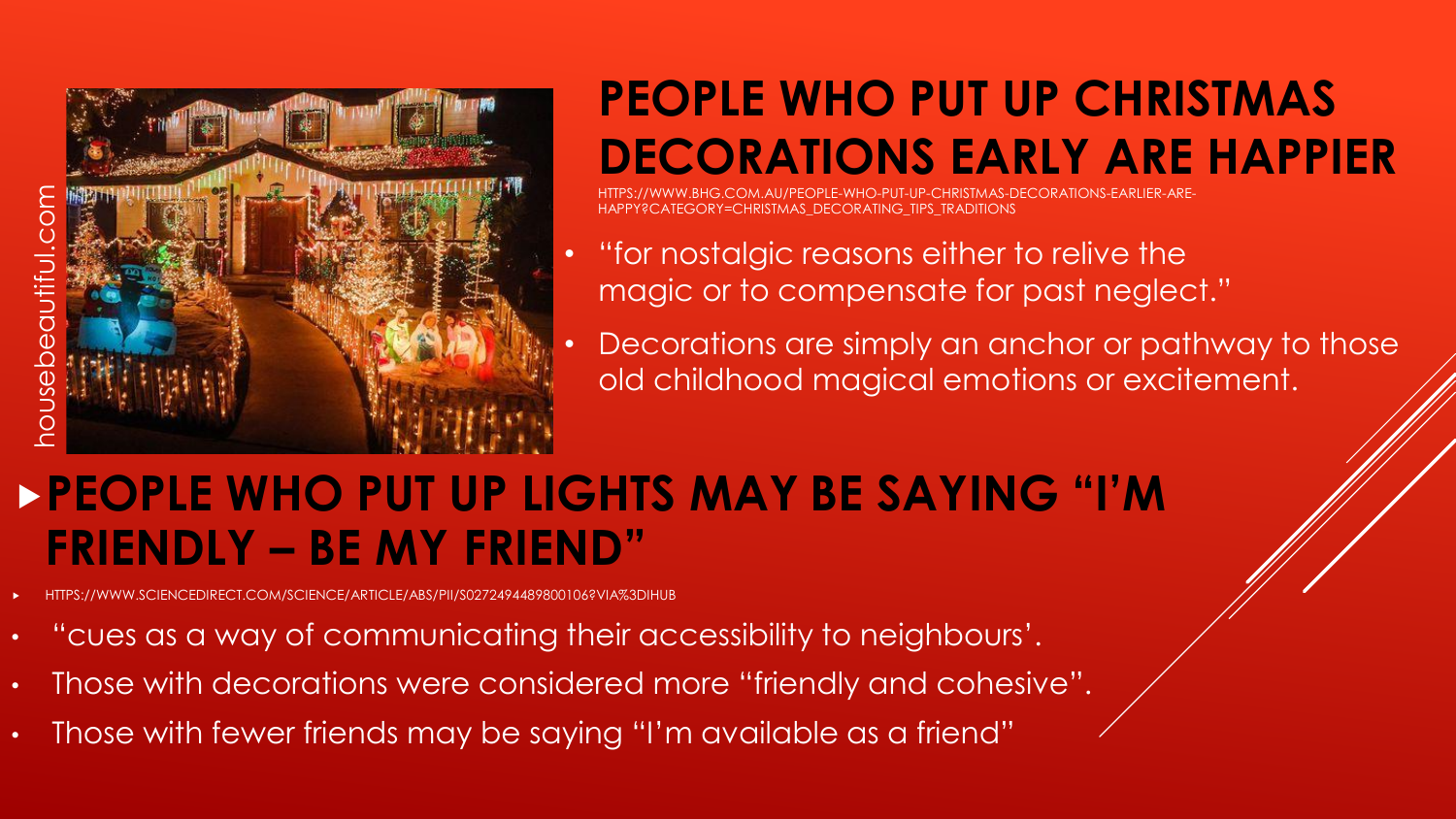housebeautiful.com

## PEOPLE WHO PUT UP CHRISTMAS DECORATIONS EARLY ARE HAPPIER

HTTPS://WWW.BHG.COM.AU/PEOPLE-WHO-PUT-UP-CHRISTMAS-DECORATIONS-EARLIER-ARE-HAPPY?CATEGORY=CHRISTMAS_DECORATING_TIPS_TRADITIONS

- "for nostalgic reasons either to relive the magic or to compensate for past neglect."
- Decorations are simply an anchor or pathway to those old childhood magical emotions or excitement.

## PEOPLE WHO PUT UP LIGHTS MAY BE SAYING "I'M FRIENDLY – BE MY FRIEND"

- HTTPS://WWW.SCIENCEDIRECT.COM/SCIENCE/ARTICLE/ABS/PII/S0272494489800106?VIA%3DIHUB

- "cues as a way of communicating their accessibility to neighbours'.
- Those with decorations were considered more "friendly and cohesive".
- Those with fewer friends may be saying "I'm available as a friend"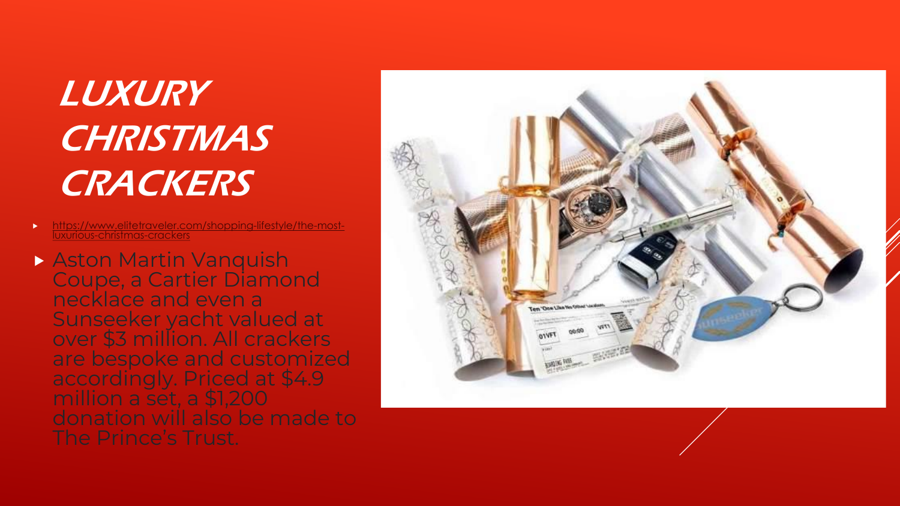# LUXURY CHRISTMAS CRACKERS

- https://www.elitetraveler.com/shopping-lifestyle/the-most-luxurious-christmas-crackers
- Aston Martin Vanquish Coupe, a Cartier Diamond necklace and even a Sunseeker yacht valued at over $3 million. All crackers are bespoke and customized accordingly. Priced at $4.9 million a set, a $1,200 donation will also be made to The Prince's Trust.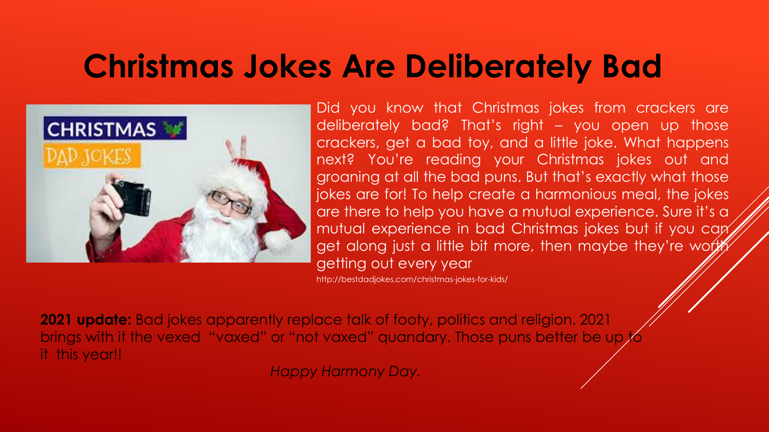# Christmas Jokes Are Deliberately Bad

Did you know that Christmas jokes from crackers are deliberately bad? That's right – you open up those crackers, get a bad toy, and a little joke. What happens next? You're reading your Christmas jokes out and groaning at all the bad puns. But that's exactly what those jokes are for! To help create a harmonious meal, the jokes are there to help you have a mutual experience. Sure it's a mutual experience in bad Christmas jokes but if you can get along just a little bit more, then maybe they're worth getting out every year

http://bestdadjokes.com/christmas-jokes-for-kids/

**2021 update:** Bad jokes apparently replace talk of footy, politics and religion. 2021 brings with it the vexed "vaxed" or "not vaxed" quandary. Those puns better be up to it this year!!

*Happy Harmony Day.*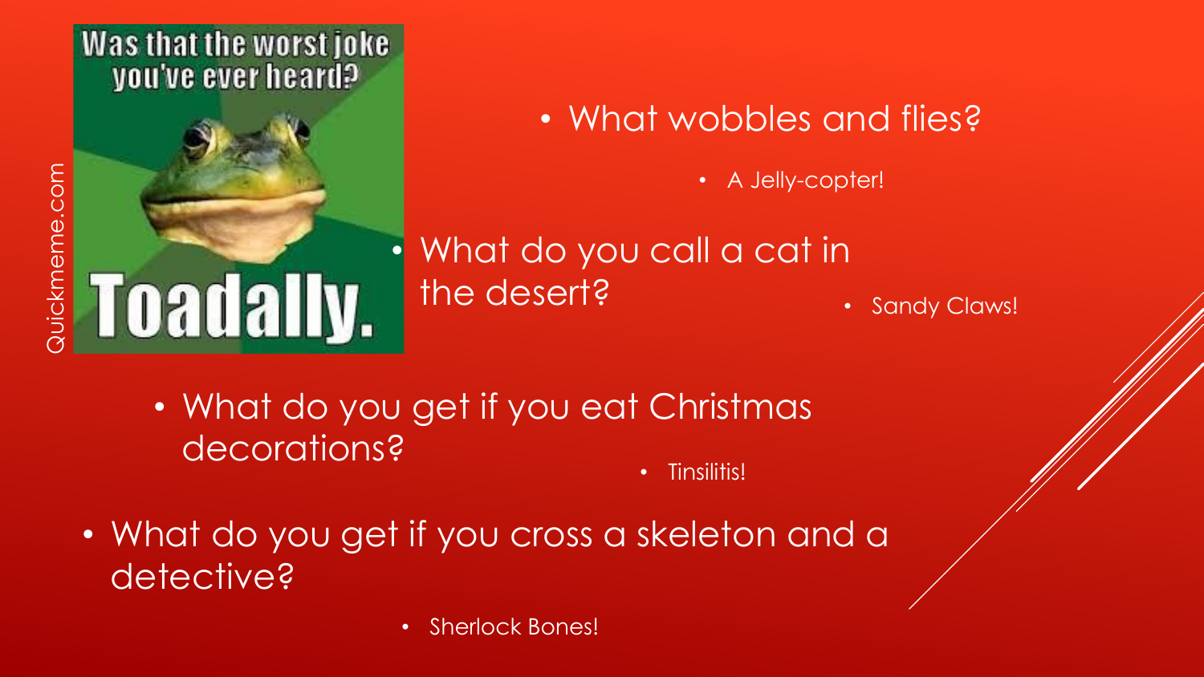- What wobbles and flies?
  - A Jelly-copter!
- What do you call a cat in the desert?
  - Sandy Claws!
- What do you get if you eat Christmas decorations?
  - Tinsilitis!
- What do you get if you cross a skeleton and a detective?
  - Sherlock Bones!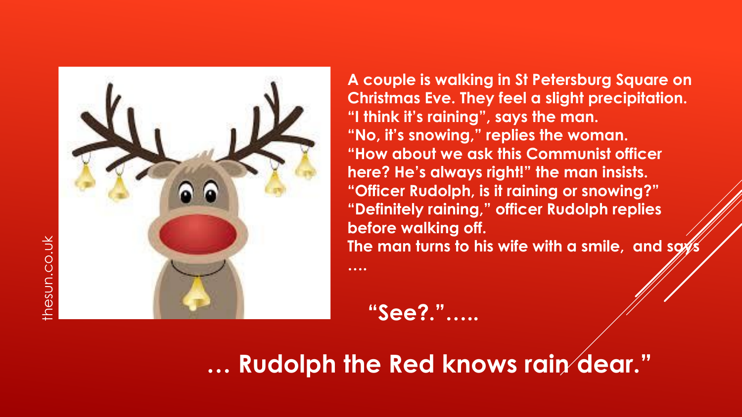thesun.co.uk

A couple is walking in St Petersburg Square on Christmas Eve. They feel a slight precipitation.
"I think it's raining", says the man.
"No, it's snowing," replies the woman.
"How about we ask this Communist officer here? He's always right!" the man insists.
"Officer Rudolph, is it raining or snowing?"
"Definitely raining," officer Rudolph replies before walking off.
The man turns to his wife with a smile, and says ….

"See?."…..

… Rudolph the Red knows rain dear."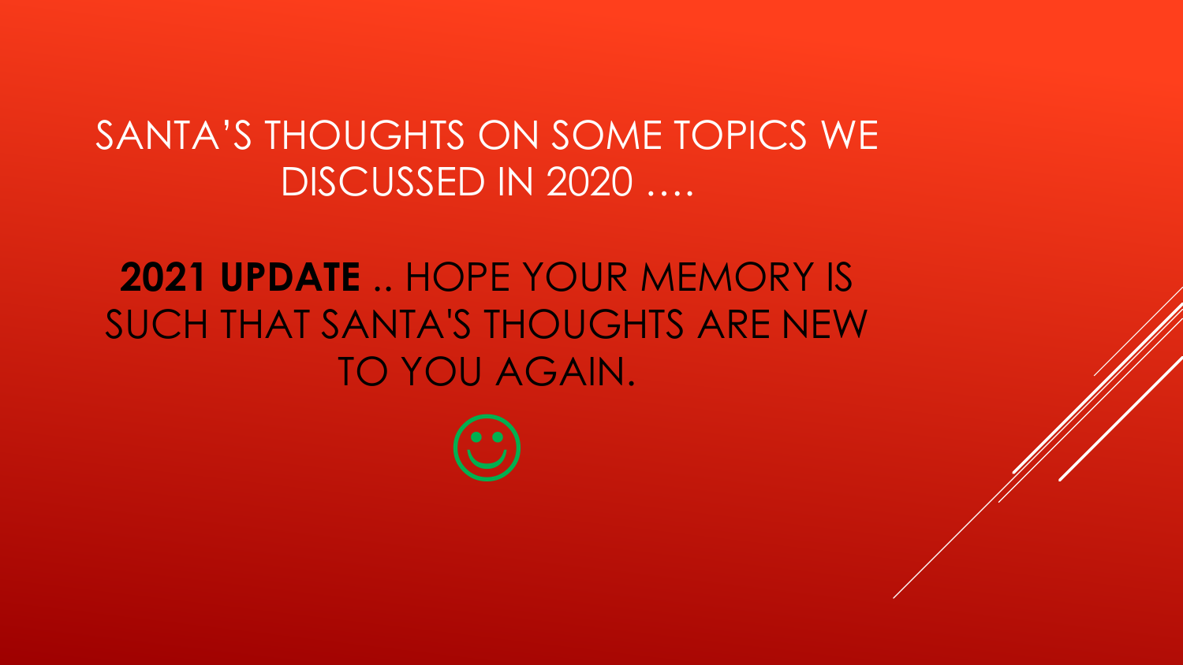# SANTA'S THOUGHTS ON SOME TOPICS WE DISCUSSED IN 2020 ….

**2021 UPDATE** .. HOPE YOUR MEMORY IS SUCH THAT SANTA'S THOUGHTS ARE NEW TO YOU AGAIN.

☺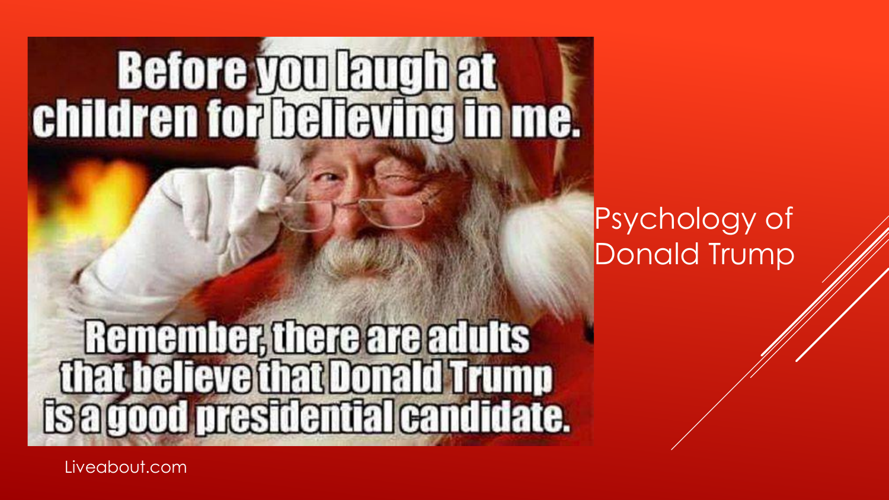Before you laugh at children for believing in me.

Remember, there are adults that believe that Donald Trump is a good presidential candidate.

# Psychology of Donald Trump

Liveabout.com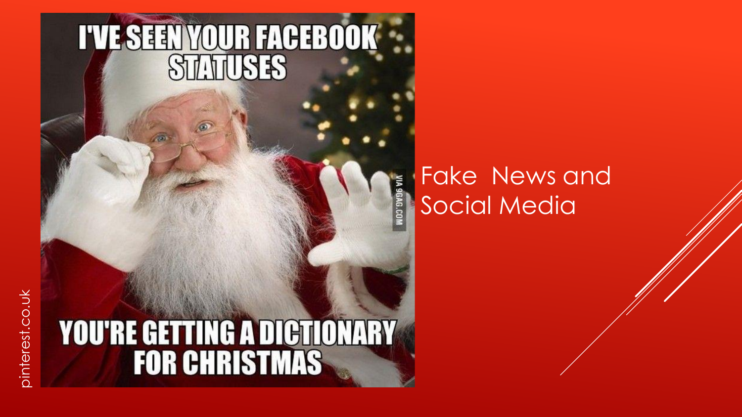I'VE SEEN YOUR FACEBOOK STATUSES

YOU'RE GETTING A DICTIONARY FOR CHRISTMAS

VIA 9GAG.COM

pinterest.co.uk

# Fake News and Social Media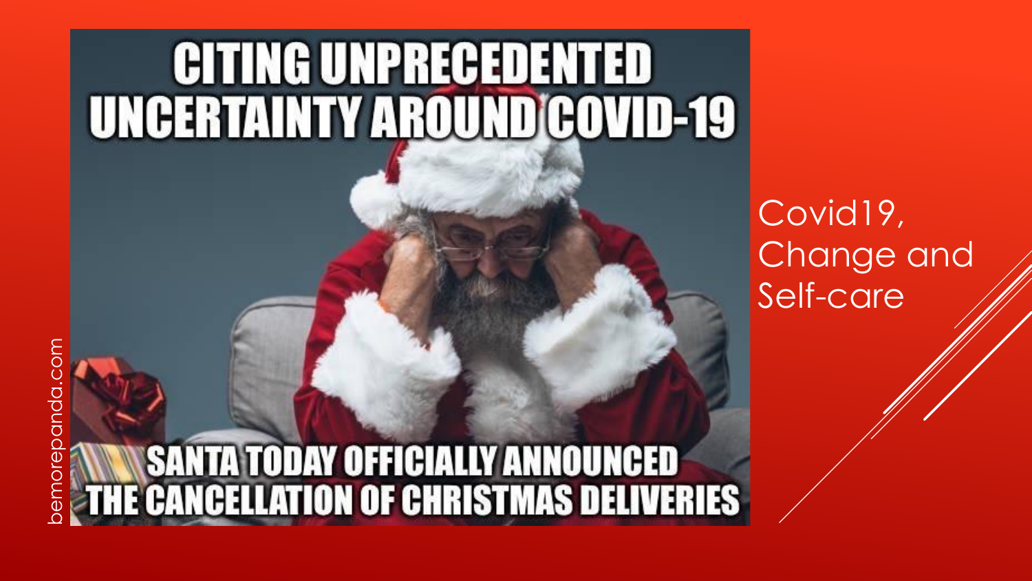# Covid19, Change and Self-care

CITING UNPRECEDENTED UNCERTAINTY AROUND COVID-19

SANTA TODAY OFFICIALLY ANNOUNCED THE CANCELLATION OF CHRISTMAS DELIVERIES

bemorepanda.com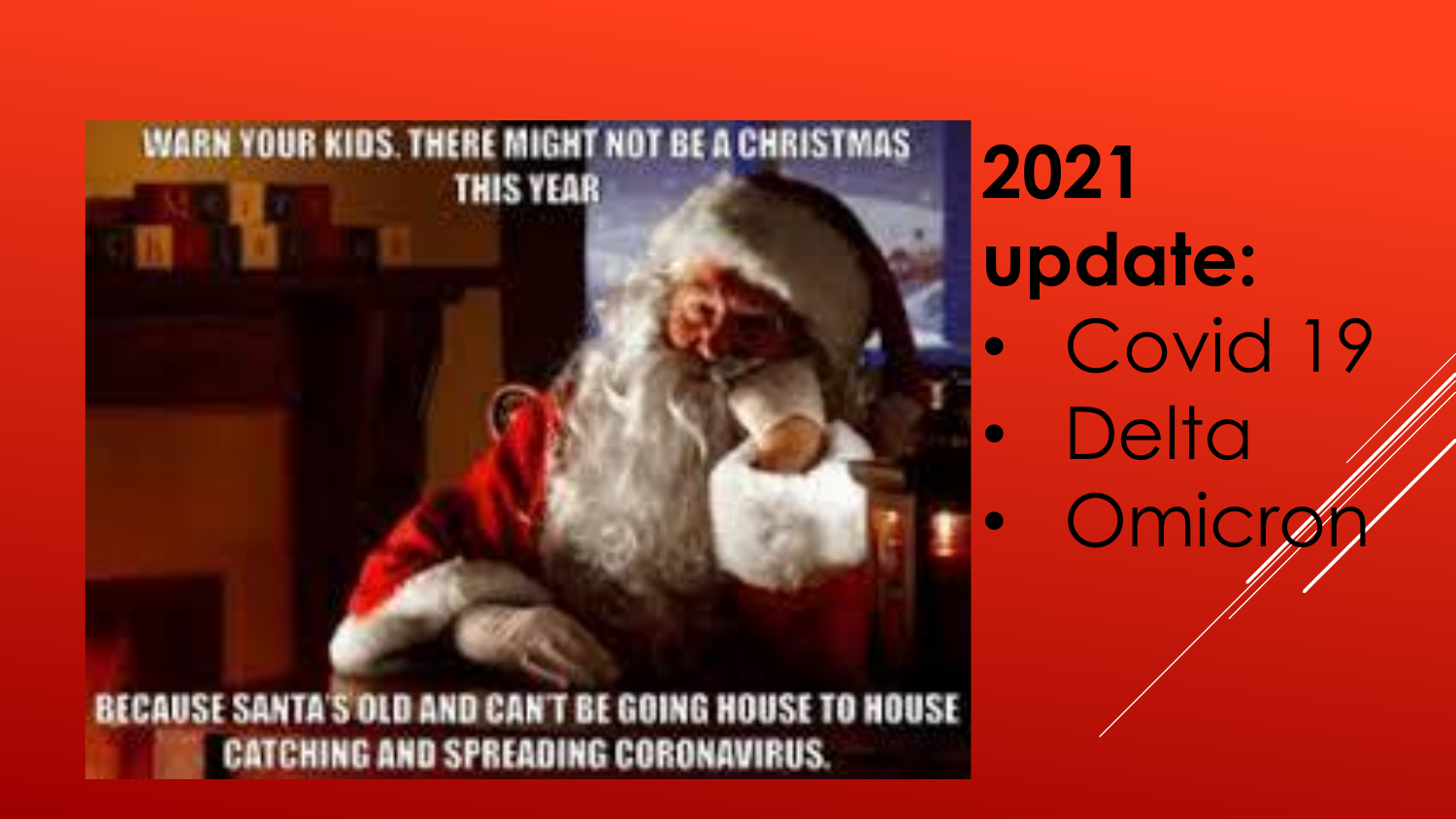WARN YOUR KIDS. THERE MIGHT NOT BE A CHRISTMAS THIS YEAR

BECAUSE SANTA'S OLD AND CAN'T BE GOING HOUSE TO HOUSE CATCHING AND SPREADING CORONAVIRUS.

**2021 update:**

- Covid 19
- Delta
- Omicron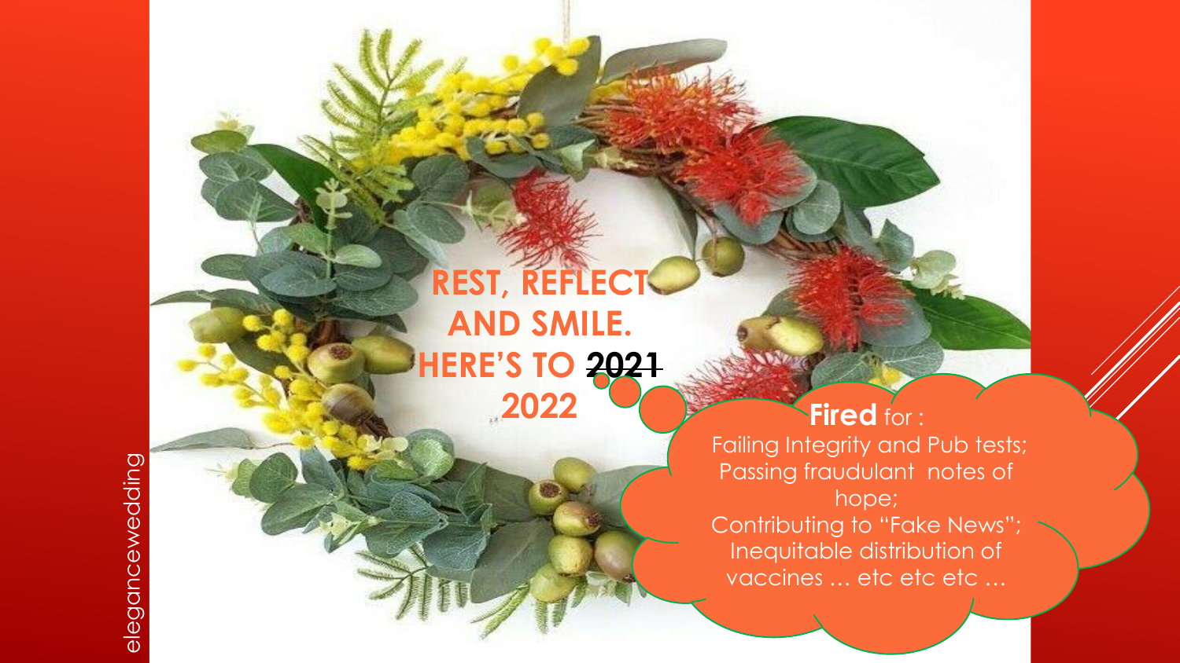# REST, REFLECT AND SMILE. HERE'S TO ~~2021~~ 2022

**Fired** for :
Failing Integrity and Pub tests;
Passing fraudulant notes of hope;
Contributing to "Fake News";
Inequitable distribution of vaccines … etc etc etc …

elegancewedding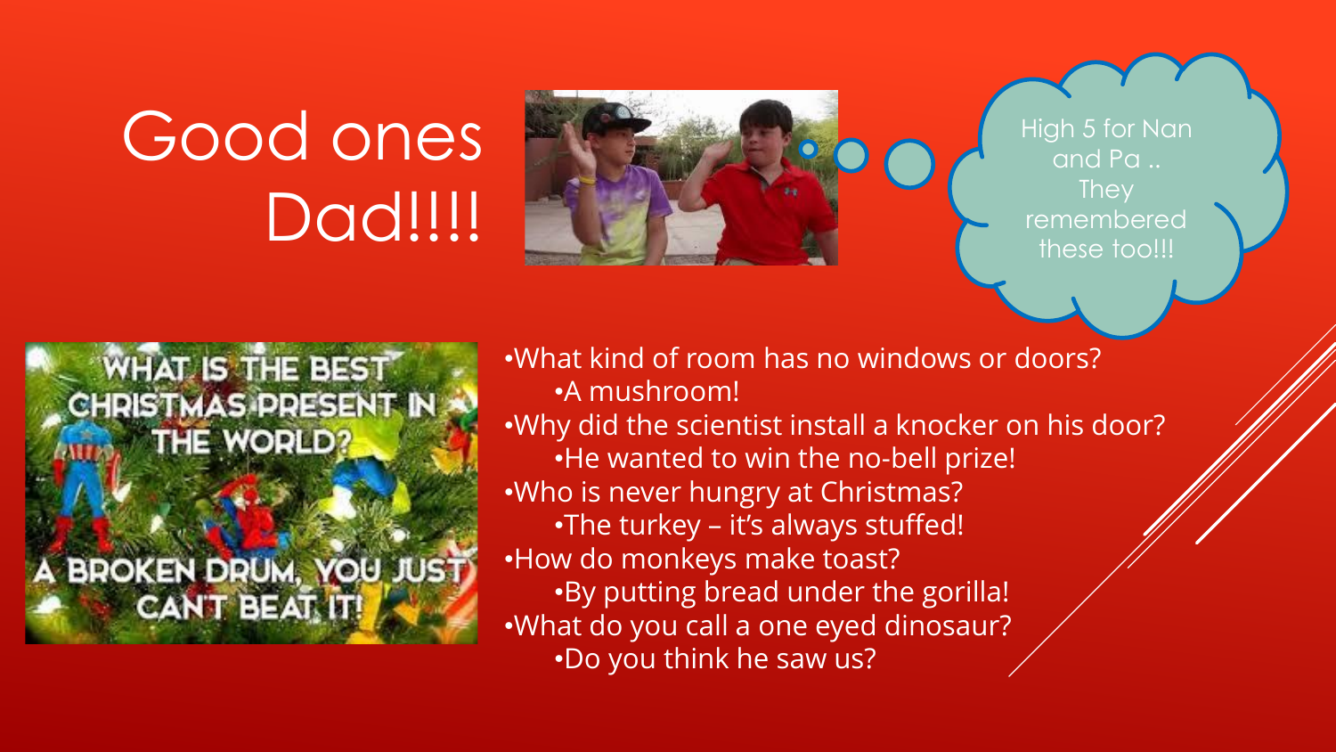# Good ones Dad!!!!

High 5 for Nan and Pa .. They remembered these too!!!

WHAT IS THE BEST CHRISTMAS PRESENT IN THE WORLD?

A BROKEN DRUM, YOU JUST CAN'T BEAT IT!

- What kind of room has no windows or doors?
  - A mushroom!
- Why did the scientist install a knocker on his door?
  - He wanted to win the no-bell prize!
- Who is never hungry at Christmas?
  - The turkey – it's always stuffed!
- How do monkeys make toast?
  - By putting bread under the gorilla!
- What do you call a one eyed dinosaur?
  - Do you think he saw us?